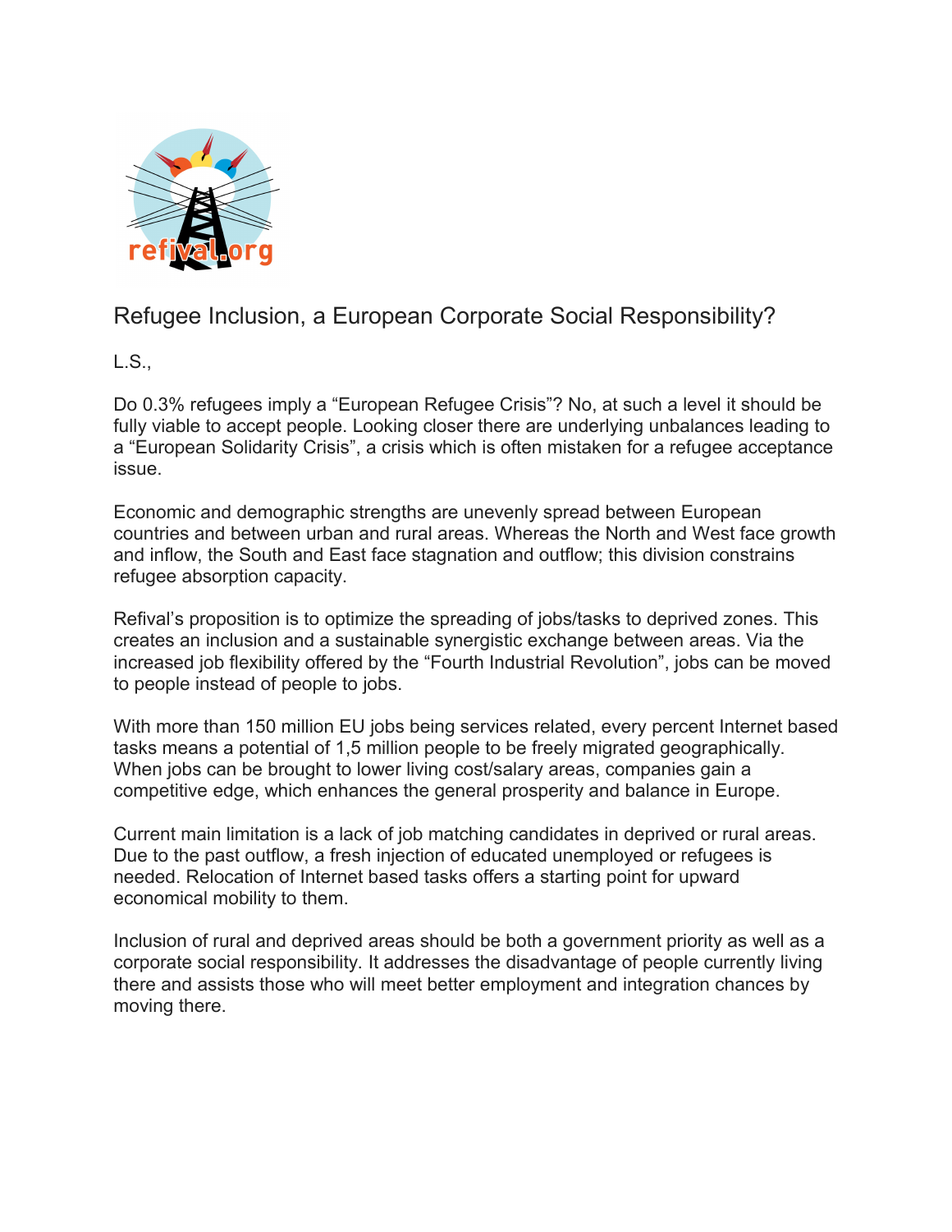# Refugee Inclusion, a European Corporate Social Responsibility?

L.S.,

Do 0.3% refugees imply a "European Refugee Crisis"? No, at such a level it should be fully viable to accept people. Looking closer there are underlying unbalances leading to a "European Solidarity Crisis", a crisis which is often mistaken for a refugee acceptance issue.

Economic and demographic strengths are unevenly spread between European countries and between urban and rural areas. Whereas the North and West face growth and inflow, the South and East face stagnation and outflow; this division constrains refugee absorption capacity.

Refival's proposition is to optimize the spreading of jobs/tasks to deprived zones. This creates an inclusion and a sustainable synergistic exchange between areas. Via the increased job flexibility offered by the "Fourth Industrial Revolution", jobs can be moved to people instead of people to jobs.

With more than 150 million EU jobs being services related, every percent Internet based tasks means a potential of 1,5 million people to be freely migrated geographically. When jobs can be brought to lower living cost/salary areas, companies gain a competitive edge, which enhances the general prosperity and balance in Europe.

Current main limitation is a lack of job matching candidates in deprived or rural areas. Due to the past outflow, a fresh injection of educated unemployed or refugees is needed. Relocation of Internet based tasks offers a starting point for upward economical mobility to them.

Inclusion of rural and deprived areas should be both a government priority as well as a corporate social responsibility. It addresses the disadvantage of people currently living there and assists those who will meet better employment and integration chances by moving there.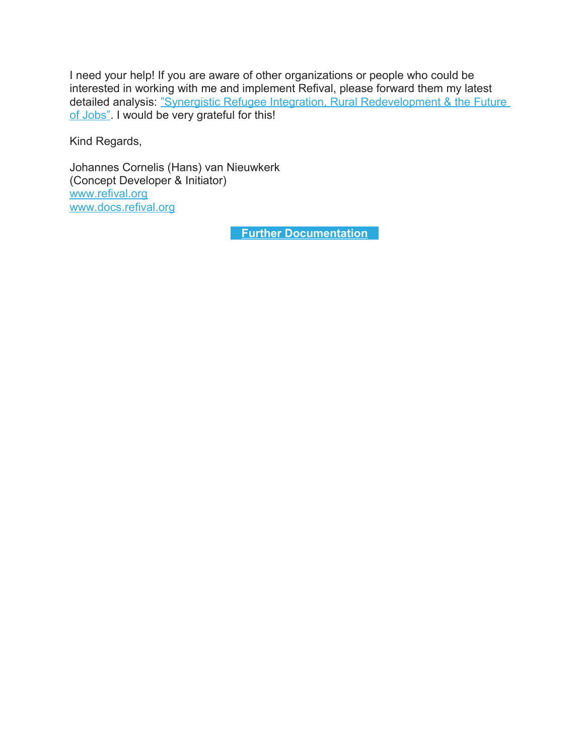I need your help! If you are aware of other organizations or people who could be interested in working with me and implement Refival, please forward them my latest detailed analysis: ”Synergistic Refugee Integration, Rural Redevelopment & the Future of Jobs”. I would be very grateful for this!

Kind Regards,

Johannes Cornelis (Hans) van Nieuwkerk  
(Concept Developer & Initiator)  
www.refival.org  
www.docs.refival.org

**Further Documentation**